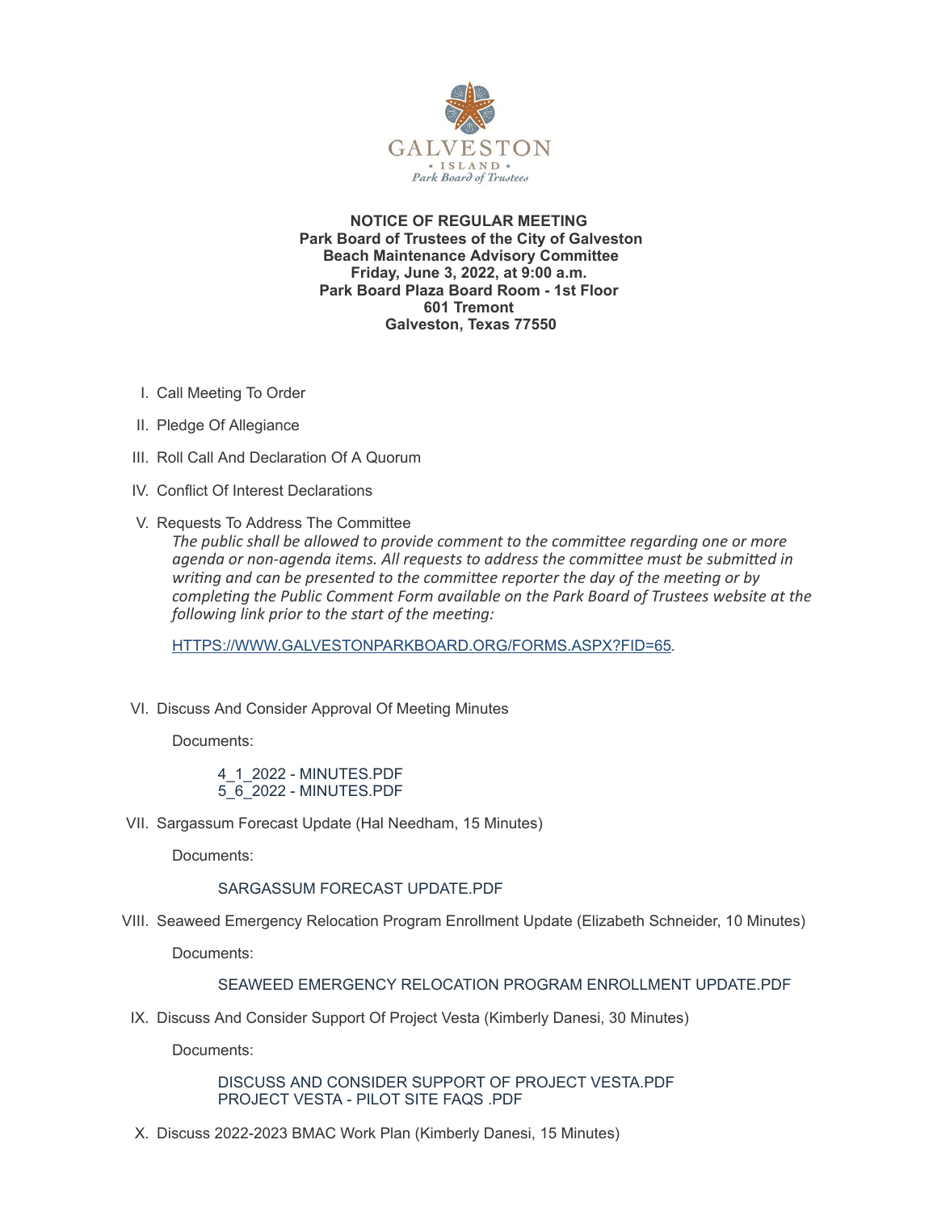GALVESTON
★ ISLAND ★
*Park Board of Trustees*

**NOTICE OF REGULAR MEETING**
**Park Board of Trustees of the City of Galveston**
**Beach Maintenance Advisory Committee**
**Friday, June 3, 2022, at 9:00 a.m.**
**Park Board Plaza Board Room - 1st Floor**
**601 Tremont**
**Galveston, Texas 77550**

I. Call Meeting To Order

II. Pledge Of Allegiance

III. Roll Call And Declaration Of A Quorum

IV. Conflict Of Interest Declarations

V. Requests To Address The Committee

*The public shall be allowed to provide comment to the committee regarding one or more agenda or non-agenda items. All requests to address the committee must be submitted in writing and can be presented to the committee reporter the day of the meeting or by completing the Public Comment Form available on the Park Board of Trustees website at the following link prior to the start of the meeting:*

[HTTPS://WWW.GALVESTONPARKBOARD.ORG/FORMS.ASPX?FID=65](HTTPS://WWW.GALVESTONPARKBOARD.ORG/FORMS.ASPX?FID=65).

VI. Discuss And Consider Approval Of Meeting Minutes

Documents:

4_1_2022 - MINUTES.PDF
5_6_2022 - MINUTES.PDF

VII. Sargassum Forecast Update (Hal Needham, 15 Minutes)

Documents:

SARGASSUM FORECAST UPDATE.PDF

VIII. Seaweed Emergency Relocation Program Enrollment Update (Elizabeth Schneider, 10 Minutes)

Documents:

SEAWEED EMERGENCY RELOCATION PROGRAM ENROLLMENT UPDATE.PDF

IX. Discuss And Consider Support Of Project Vesta (Kimberly Danesi, 30 Minutes)

Documents:

DISCUSS AND CONSIDER SUPPORT OF PROJECT VESTA.PDF
PROJECT VESTA - PILOT SITE FAQS .PDF

X. Discuss 2022-2023 BMAC Work Plan (Kimberly Danesi, 15 Minutes)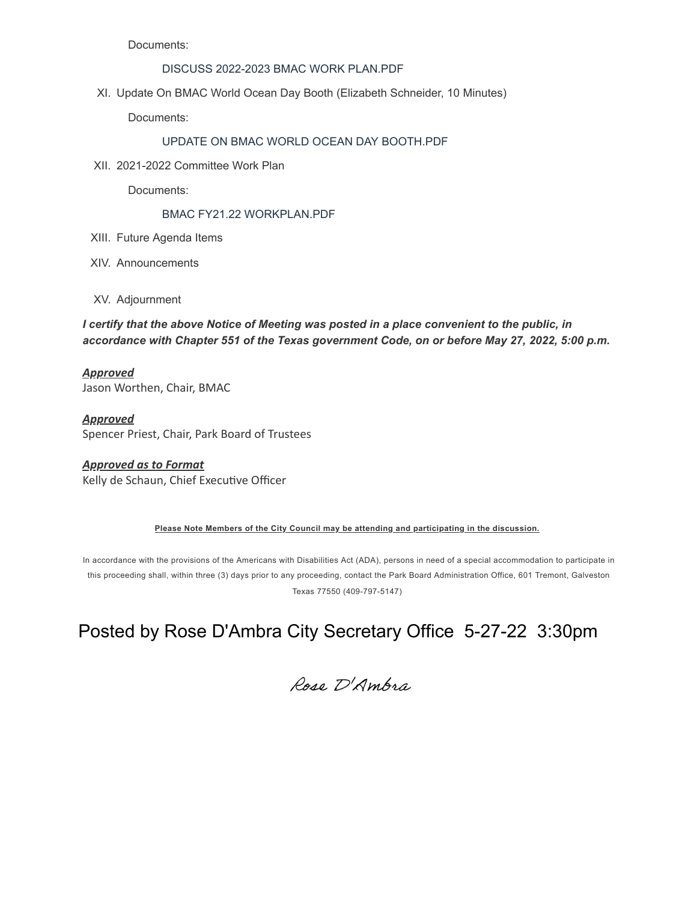Documents:

DISCUSS 2022-2023 BMAC WORK PLAN.PDF

XI. Update On BMAC World Ocean Day Booth (Elizabeth Schneider, 10 Minutes)

Documents:

UPDATE ON BMAC WORLD OCEAN DAY BOOTH.PDF

XII. 2021-2022 Committee Work Plan

Documents:

BMAC FY21.22 WORKPLAN.PDF

XIII. Future Agenda Items

XIV. Announcements

XV. Adjournment

***I certify that the above Notice of Meeting was posted in a place convenient to the public, in accordance with Chapter 551 of the Texas government Code, on or before May 27, 2022, 5:00 p.m.***

***Approved***
Jason Worthen, Chair, BMAC

***Approved***
Spencer Priest, Chair, Park Board of Trustees

***Approved as to Format***
Kelly de Schaun, Chief Executive Officer

**Please Note Members of the City Council may be attending and participating in the discussion.**

In accordance with the provisions of the Americans with Disabilities Act (ADA), persons in need of a special accommodation to participate in this proceeding shall, within three (3) days prior to any proceeding, contact the Park Board Administration Office, 601 Tremont, Galveston Texas 77550 (409-797-5147)

Posted by Rose D'Ambra City Secretary Office 5-27-22 3:30pm

Rose D'Ambra